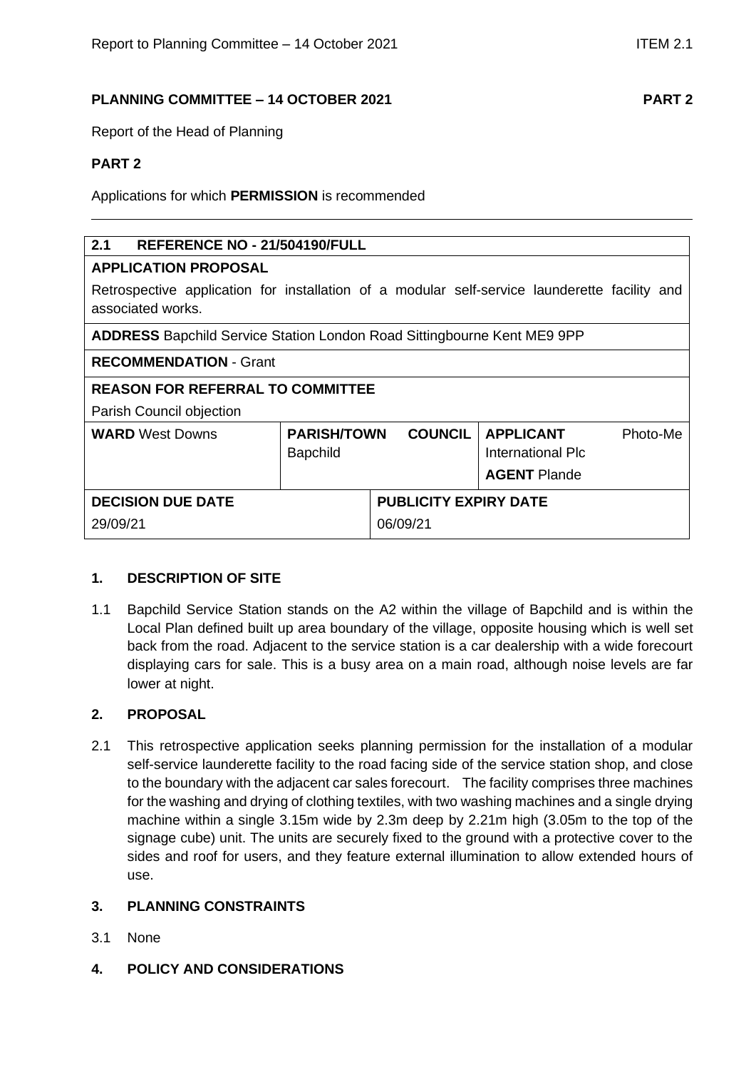**PLANNING COMMITTEE – 14 OCTOBER 2021** **PART 2**

Report of the Head of Planning

**PART 2**

Applications for which **PERMISSION** is recommended

---

| **2.1 REFERENCE NO - 21/504190/FULL** | | | |
|---|---|---|---|
| **APPLICATION PROPOSAL**<br>Retrospective application for installation of a modular self-service launderette facility and associated works. | | | |
| **ADDRESS** Bapchild Service Station London Road Sittingbourne Kent ME9 9PP | | | |
| **RECOMMENDATION** - Grant | | | |
| **REASON FOR REFERRAL TO COMMITTEE**<br>Parish Council objection | | | |
| **WARD** West Downs | **PARISH/TOWN COUNCIL** Bapchild | | **APPLICANT** Photo-Me International Plc<br>**AGENT** Plande |
| **DECISION DUE DATE**<br>29/09/21 | | **PUBLICITY EXPIRY DATE**<br>06/09/21 | |

## 1. DESCRIPTION OF SITE

1.1 Bapchild Service Station stands on the A2 within the village of Bapchild and is within the Local Plan defined built up area boundary of the village, opposite housing which is well set back from the road. Adjacent to the service station is a car dealership with a wide forecourt displaying cars for sale. This is a busy area on a main road, although noise levels are far lower at night.

## 2. PROPOSAL

2.1 This retrospective application seeks planning permission for the installation of a modular self-service launderette facility to the road facing side of the service station shop, and close to the boundary with the adjacent car sales forecourt. The facility comprises three machines for the washing and drying of clothing textiles, with two washing machines and a single drying machine within a single 3.15m wide by 2.3m deep by 2.21m high (3.05m to the top of the signage cube) unit. The units are securely fixed to the ground with a protective cover to the sides and roof for users, and they feature external illumination to allow extended hours of use.

## 3. PLANNING CONSTRAINTS

3.1 None

## 4. POLICY AND CONSIDERATIONS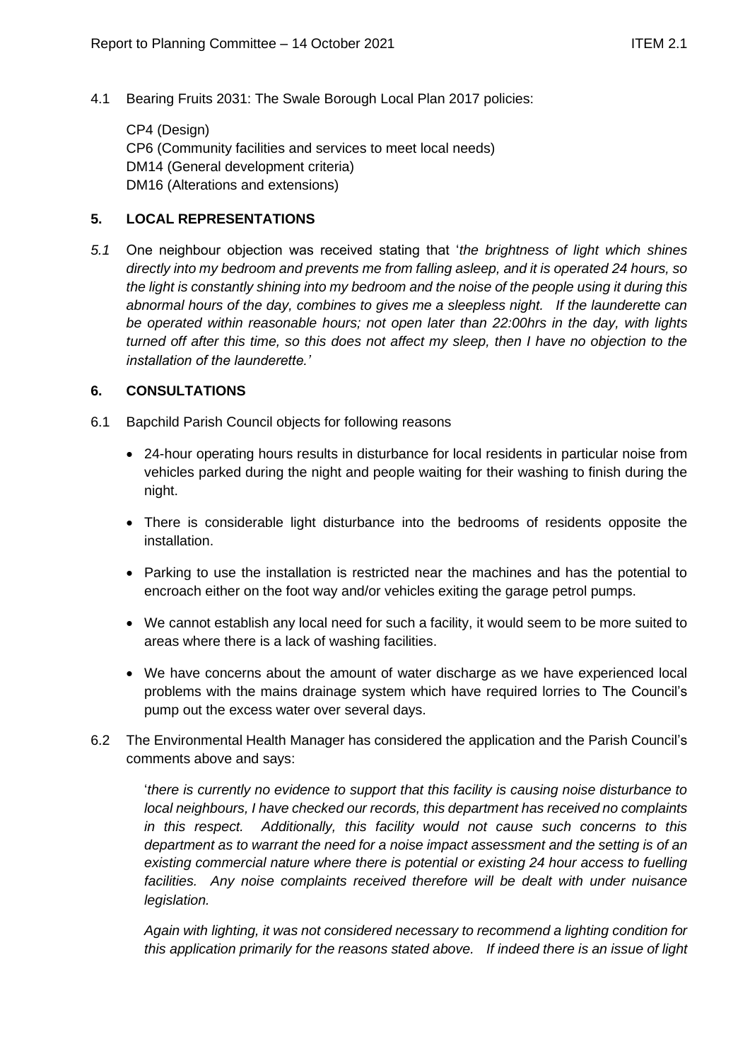4.1 Bearing Fruits 2031: The Swale Borough Local Plan 2017 policies:

CP4 (Design)
CP6 (Community facilities and services to meet local needs)
DM14 (General development criteria)
DM16 (Alterations and extensions)

## 5. LOCAL REPRESENTATIONS

*5.1* One neighbour objection was received stating that '*the brightness of light which shines directly into my bedroom and prevents me from falling asleep, and it is operated 24 hours, so the light is constantly shining into my bedroom and the noise of the people using it during this abnormal hours of the day, combines to gives me a sleepless night. If the launderette can be operated within reasonable hours; not open later than 22:00hrs in the day, with lights turned off after this time, so this does not affect my sleep, then I have no objection to the installation of the launderette.*'

## 6. CONSULTATIONS

6.1 Bapchild Parish Council objects for following reasons

- 24-hour operating hours results in disturbance for local residents in particular noise from vehicles parked during the night and people waiting for their washing to finish during the night.
- There is considerable light disturbance into the bedrooms of residents opposite the installation.
- Parking to use the installation is restricted near the machines and has the potential to encroach either on the foot way and/or vehicles exiting the garage petrol pumps.
- We cannot establish any local need for such a facility, it would seem to be more suited to areas where there is a lack of washing facilities.
- We have concerns about the amount of water discharge as we have experienced local problems with the mains drainage system which have required lorries to The Council's pump out the excess water over several days.

6.2 The Environmental Health Manager has considered the application and the Parish Council's comments above and says:

'*there is currently no evidence to support that this facility is causing noise disturbance to local neighbours, I have checked our records, this department has received no complaints in this respect. Additionally, this facility would not cause such concerns to this department as to warrant the need for a noise impact assessment and the setting is of an existing commercial nature where there is potential or existing 24 hour access to fuelling facilities. Any noise complaints received therefore will be dealt with under nuisance legislation.*

*Again with lighting, it was not considered necessary to recommend a lighting condition for this application primarily for the reasons stated above. If indeed there is an issue of light*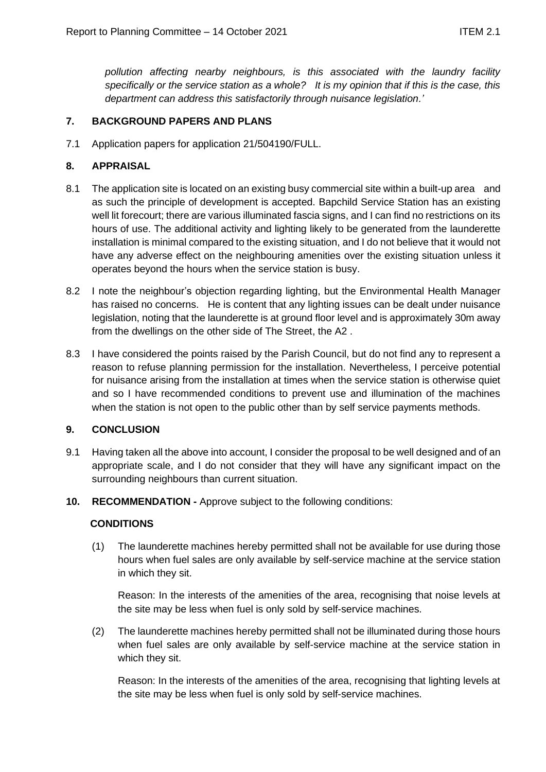*pollution affecting nearby neighbours, is this associated with the laundry facility specifically or the service station as a whole? It is my opinion that if this is the case, this department can address this satisfactorily through nuisance legislation.'*

## 7. BACKGROUND PAPERS AND PLANS

7.1 Application papers for application 21/504190/FULL.

## 8. APPRAISAL

8.1 The application site is located on an existing busy commercial site within a built-up area and as such the principle of development is accepted. Bapchild Service Station has an existing well lit forecourt; there are various illuminated fascia signs, and I can find no restrictions on its hours of use. The additional activity and lighting likely to be generated from the launderette installation is minimal compared to the existing situation, and I do not believe that it would not have any adverse effect on the neighbouring amenities over the existing situation unless it operates beyond the hours when the service station is busy.

8.2 I note the neighbour's objection regarding lighting, but the Environmental Health Manager has raised no concerns. He is content that any lighting issues can be dealt under nuisance legislation, noting that the launderette is at ground floor level and is approximately 30m away from the dwellings on the other side of The Street, the A2 .

8.3 I have considered the points raised by the Parish Council, but do not find any to represent a reason to refuse planning permission for the installation. Nevertheless, I perceive potential for nuisance arising from the installation at times when the service station is otherwise quiet and so I have recommended conditions to prevent use and illumination of the machines when the station is not open to the public other than by self service payments methods.

## 9. CONCLUSION

9.1 Having taken all the above into account, I consider the proposal to be well designed and of an appropriate scale, and I do not consider that they will have any significant impact on the surrounding neighbours than current situation.

## 10. RECOMMENDATION - Approve subject to the following conditions:

**CONDITIONS**

(1) The launderette machines hereby permitted shall not be available for use during those hours when fuel sales are only available by self-service machine at the service station in which they sit.

Reason: In the interests of the amenities of the area, recognising that noise levels at the site may be less when fuel is only sold by self-service machines.

(2) The launderette machines hereby permitted shall not be illuminated during those hours when fuel sales are only available by self-service machine at the service station in which they sit.

Reason: In the interests of the amenities of the area, recognising that lighting levels at the site may be less when fuel is only sold by self-service machines.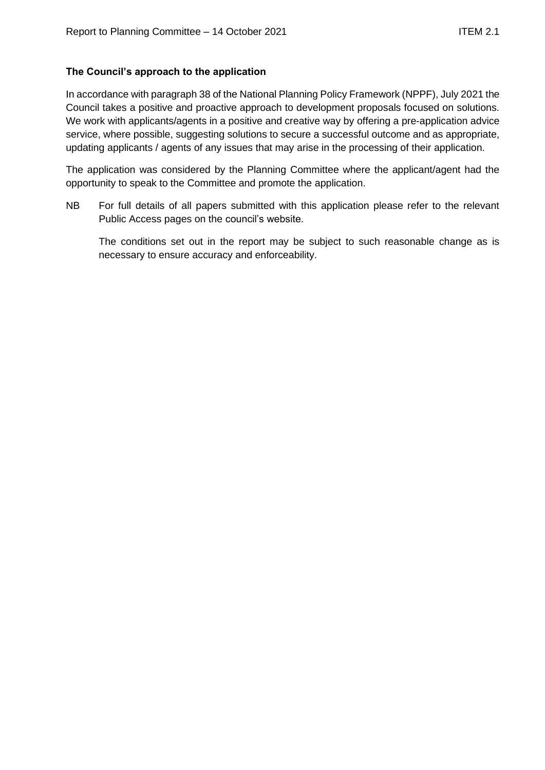**The Council's approach to the application**

In accordance with paragraph 38 of the National Planning Policy Framework (NPPF), July 2021 the Council takes a positive and proactive approach to development proposals focused on solutions. We work with applicants/agents in a positive and creative way by offering a pre-application advice service, where possible, suggesting solutions to secure a successful outcome and as appropriate, updating applicants / agents of any issues that may arise in the processing of their application.

The application was considered by the Planning Committee where the applicant/agent had the opportunity to speak to the Committee and promote the application.

NB For full details of all papers submitted with this application please refer to the relevant Public Access pages on the council's website.

The conditions set out in the report may be subject to such reasonable change as is necessary to ensure accuracy and enforceability.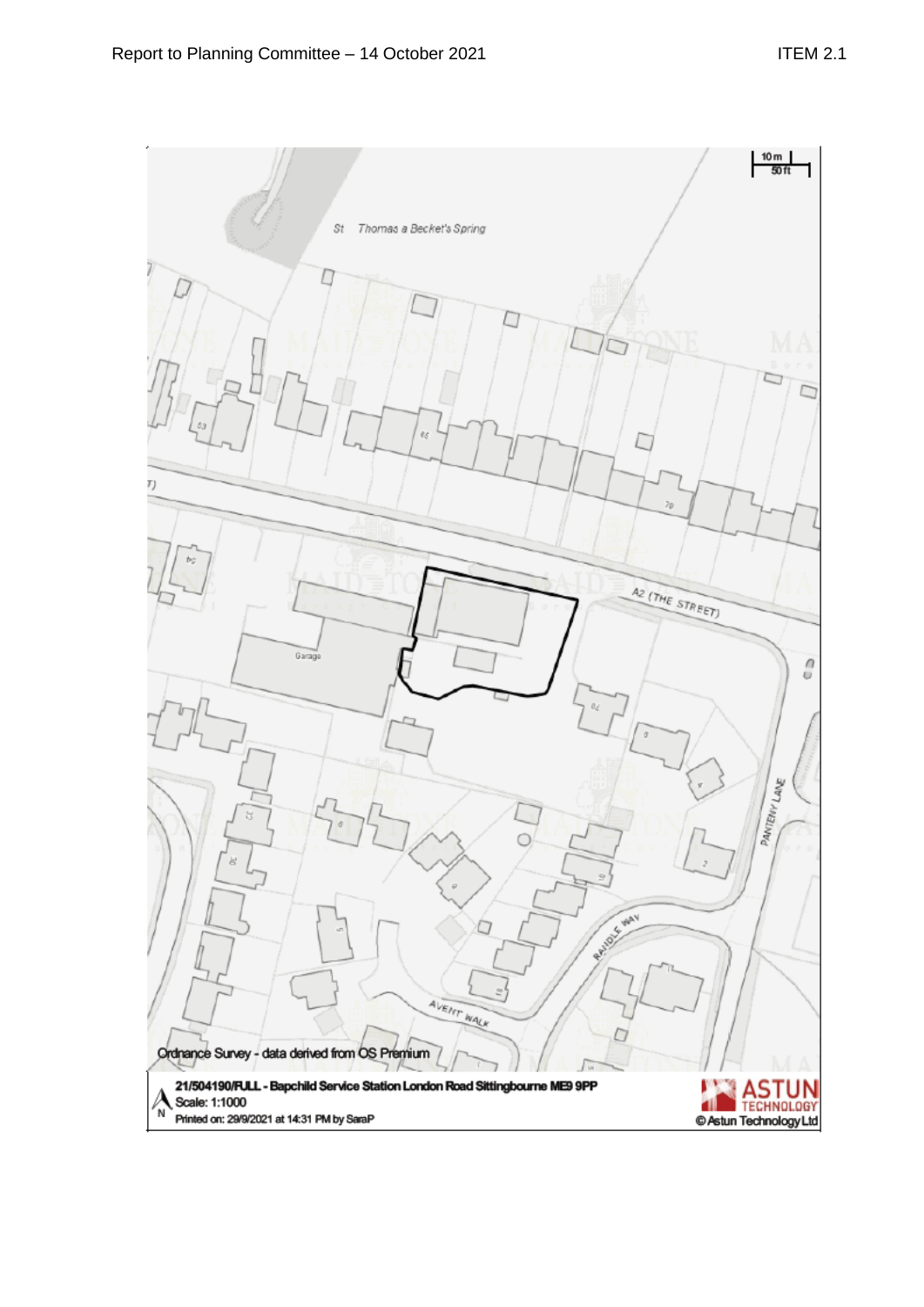10 m
50 ft

St Thomas a Becket's Spring

A2 (THE STREET)

Garage

PANTENY LANE

RANDLE WAY

AVENT WALK

Ordnance Survey - data derived from OS Premium

**21/504190/FULL - Bapchild Service Station London Road Sittingbourne ME9 9PP**

Scale: 1:1000

Printed on: 29/9/2021 at 14:31 PM by SaraP

ASTUN TECHNOLOGY

© Astun Technology Ltd